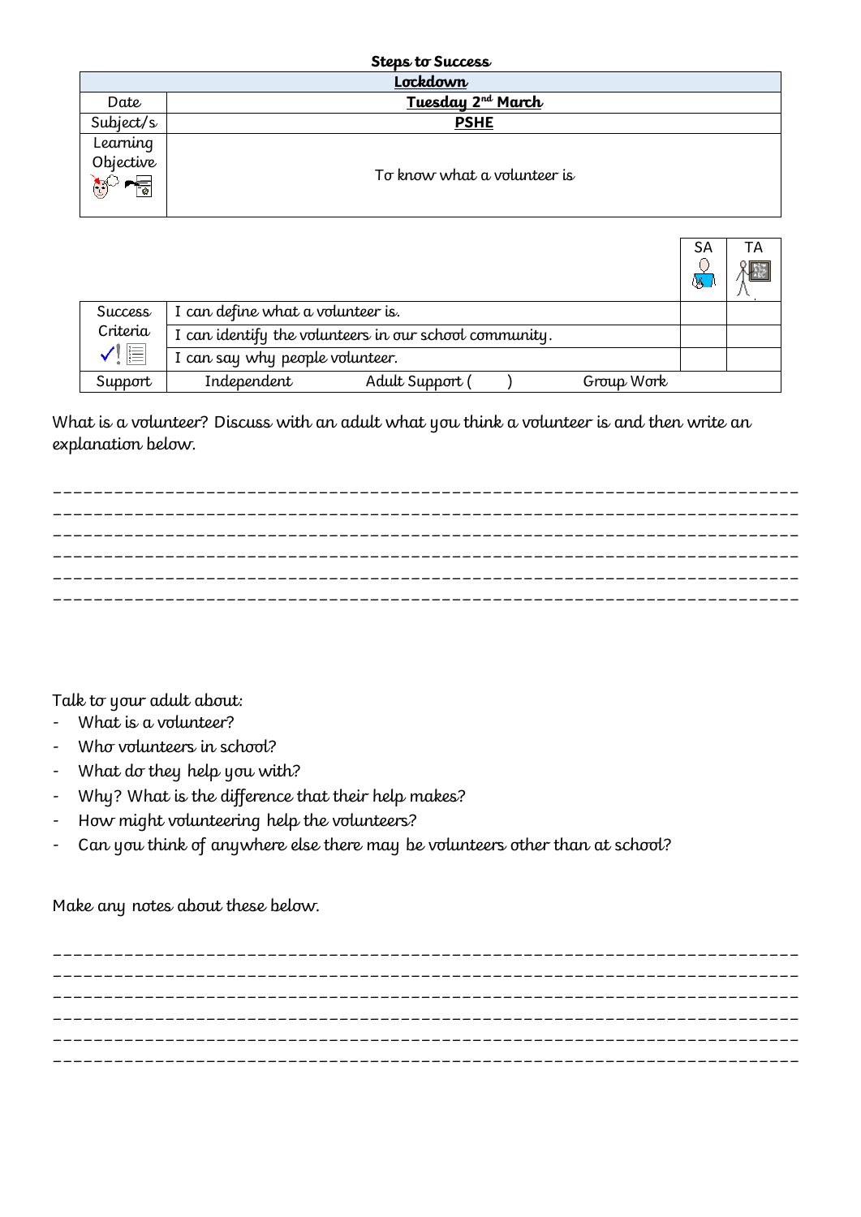**Steps to Success**

| **Lockdown** | |
|---|---|
| Date | **Tuesday 2nd March** |
| Subject/s | **PSHE** |
| Learning Objective | To know what a volunteer is |

| | | SA | TA |
|---|---|---|---|
| Success Criteria | I can define what a volunteer is. | | |
| | I can identify the volunteers in our school community. | | |
| | I can say why people volunteer. | | |
| Support | Independent Adult Support ( ) Group Work | | |

What is a volunteer? Discuss with an adult what you think a volunteer is and then write an explanation below.

\_\_\_\_\_\_\_\_\_\_\_\_\_\_\_\_\_\_\_\_\_\_\_\_\_\_\_\_\_\_\_\_\_\_\_\_\_\_\_\_\_\_\_\_\_\_\_\_\_\_\_\_\_\_\_\_\_\_\_\_\_\_\_\_\_\_\_\_\_\_

\_\_\_\_\_\_\_\_\_\_\_\_\_\_\_\_\_\_\_\_\_\_\_\_\_\_\_\_\_\_\_\_\_\_\_\_\_\_\_\_\_\_\_\_\_\_\_\_\_\_\_\_\_\_\_\_\_\_\_\_\_\_\_\_\_\_\_\_\_\_

\_\_\_\_\_\_\_\_\_\_\_\_\_\_\_\_\_\_\_\_\_\_\_\_\_\_\_\_\_\_\_\_\_\_\_\_\_\_\_\_\_\_\_\_\_\_\_\_\_\_\_\_\_\_\_\_\_\_\_\_\_\_\_\_\_\_\_\_\_\_

\_\_\_\_\_\_\_\_\_\_\_\_\_\_\_\_\_\_\_\_\_\_\_\_\_\_\_\_\_\_\_\_\_\_\_\_\_\_\_\_\_\_\_\_\_\_\_\_\_\_\_\_\_\_\_\_\_\_\_\_\_\_\_\_\_\_\_\_\_\_

\_\_\_\_\_\_\_\_\_\_\_\_\_\_\_\_\_\_\_\_\_\_\_\_\_\_\_\_\_\_\_\_\_\_\_\_\_\_\_\_\_\_\_\_\_\_\_\_\_\_\_\_\_\_\_\_\_\_\_\_\_\_\_\_\_\_\_\_\_\_

\_\_\_\_\_\_\_\_\_\_\_\_\_\_\_\_\_\_\_\_\_\_\_\_\_\_\_\_\_\_\_\_\_\_\_\_\_\_\_\_\_\_\_\_\_\_\_\_\_\_\_\_\_\_\_\_\_\_\_\_\_\_\_\_\_\_\_\_\_\_

Talk to your adult about:

- What is a volunteer?
- Who volunteers in school?
- What do they help you with?
- Why? What is the difference that their help makes?
- How might volunteering help the volunteers?
- Can you think of anywhere else there may be volunteers other than at school?

Make any notes about these below.

\_\_\_\_\_\_\_\_\_\_\_\_\_\_\_\_\_\_\_\_\_\_\_\_\_\_\_\_\_\_\_\_\_\_\_\_\_\_\_\_\_\_\_\_\_\_\_\_\_\_\_\_\_\_\_\_\_\_\_\_\_\_\_\_\_\_\_\_\_\_

\_\_\_\_\_\_\_\_\_\_\_\_\_\_\_\_\_\_\_\_\_\_\_\_\_\_\_\_\_\_\_\_\_\_\_\_\_\_\_\_\_\_\_\_\_\_\_\_\_\_\_\_\_\_\_\_\_\_\_\_\_\_\_\_\_\_\_\_\_\_

\_\_\_\_\_\_\_\_\_\_\_\_\_\_\_\_\_\_\_\_\_\_\_\_\_\_\_\_\_\_\_\_\_\_\_\_\_\_\_\_\_\_\_\_\_\_\_\_\_\_\_\_\_\_\_\_\_\_\_\_\_\_\_\_\_\_\_\_\_\_

\_\_\_\_\_\_\_\_\_\_\_\_\_\_\_\_\_\_\_\_\_\_\_\_\_\_\_\_\_\_\_\_\_\_\_\_\_\_\_\_\_\_\_\_\_\_\_\_\_\_\_\_\_\_\_\_\_\_\_\_\_\_\_\_\_\_\_\_\_\_

\_\_\_\_\_\_\_\_\_\_\_\_\_\_\_\_\_\_\_\_\_\_\_\_\_\_\_\_\_\_\_\_\_\_\_\_\_\_\_\_\_\_\_\_\_\_\_\_\_\_\_\_\_\_\_\_\_\_\_\_\_\_\_\_\_\_\_\_\_\_

\_\_\_\_\_\_\_\_\_\_\_\_\_\_\_\_\_\_\_\_\_\_\_\_\_\_\_\_\_\_\_\_\_\_\_\_\_\_\_\_\_\_\_\_\_\_\_\_\_\_\_\_\_\_\_\_\_\_\_\_\_\_\_\_\_\_\_\_\_\_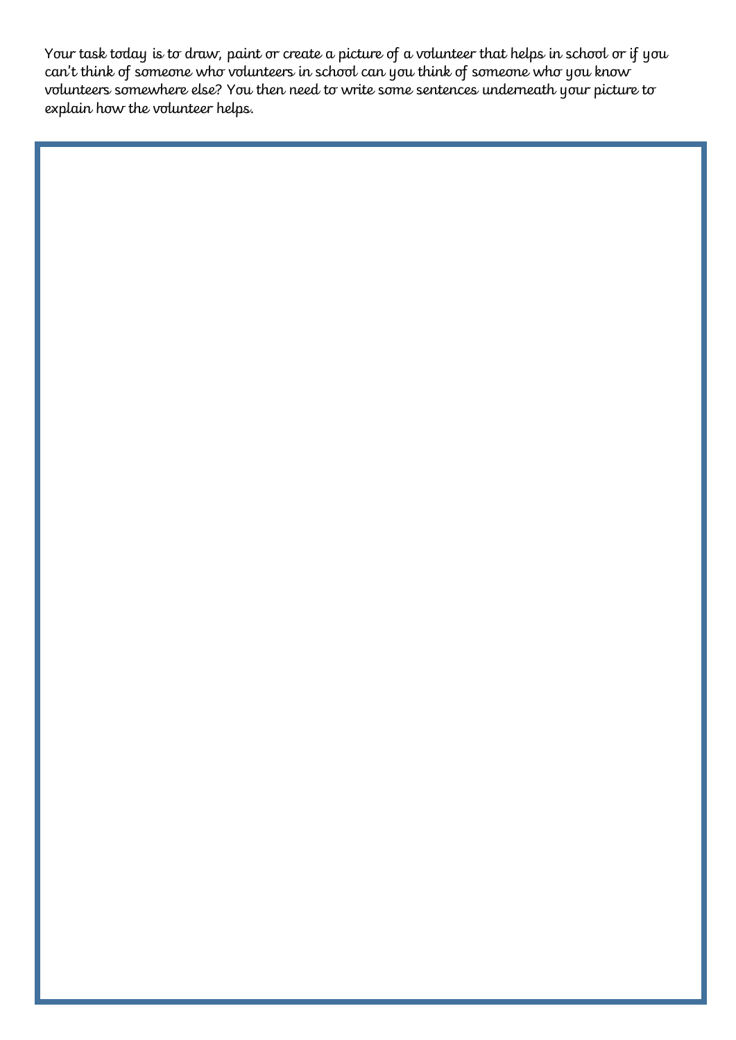Your task today is to draw, paint or create a picture of a volunteer that helps in school or if you can't think of someone who volunteers in school can you think of someone who you know volunteers somewhere else? You then need to write some sentences underneath your picture to explain how the volunteer helps.